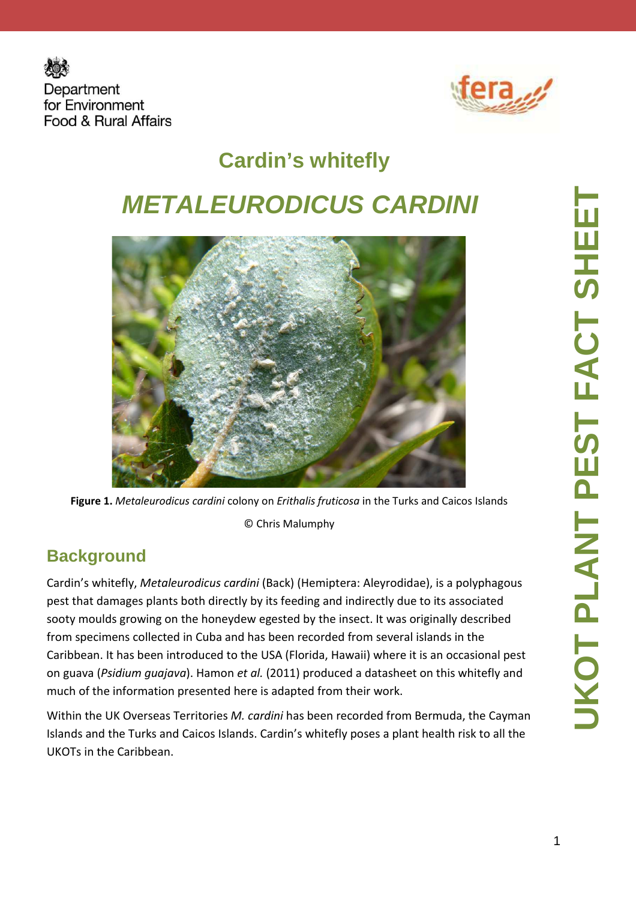Department for Environment Food & Rural Affairs

fera

UKOT PLANT PEST FACT SHEET

# Cardin's whitefly

# *METALEURODICUS CARDINI*

**Figure 1.** *Metaleurodicus cardini* colony on *Erithalis fruticosa* in the Turks and Caicos Islands

© Chris Malumphy

## Background

Cardin's whitefly, *Metaleurodicus cardini* (Back) (Hemiptera: Aleyrodidae), is a polyphagous pest that damages plants both directly by its feeding and indirectly due to its associated sooty moulds growing on the honeydew egested by the insect. It was originally described from specimens collected in Cuba and has been recorded from several islands in the Caribbean. It has been introduced to the USA (Florida, Hawaii) where it is an occasional pest on guava (*Psidium guajava*). Hamon *et al.* (2011) produced a datasheet on this whitefly and much of the information presented here is adapted from their work.

Within the UK Overseas Territories *M. cardini* has been recorded from Bermuda, the Cayman Islands and the Turks and Caicos Islands. Cardin's whitefly poses a plant health risk to all the UKOTs in the Caribbean.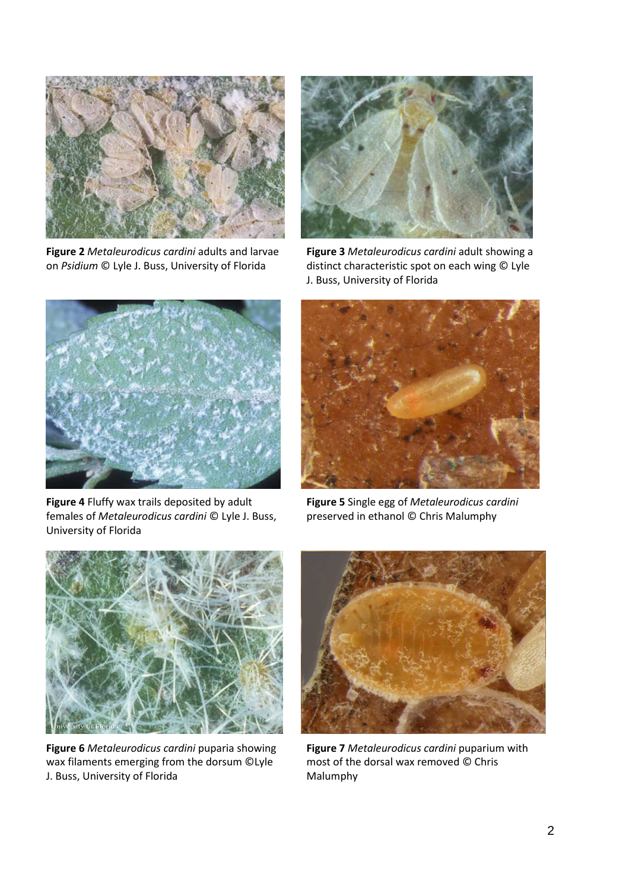**Figure 2** *Metaleurodicus cardini* adults and larvae on *Psidium* © Lyle J. Buss, University of Florida

**Figure 3** *Metaleurodicus cardini* adult showing a distinct characteristic spot on each wing © Lyle J. Buss, University of Florida

**Figure 4** Fluffy wax trails deposited by adult females of *Metaleurodicus cardini* © Lyle J. Buss, University of Florida

**Figure 5** Single egg of *Metaleurodicus cardini* preserved in ethanol © Chris Malumphy

**Figure 6** *Metaleurodicus cardini* puparia showing wax filaments emerging from the dorsum ©Lyle J. Buss, University of Florida

**Figure 7** *Metaleurodicus cardini* puparium with most of the dorsal wax removed © Chris Malumphy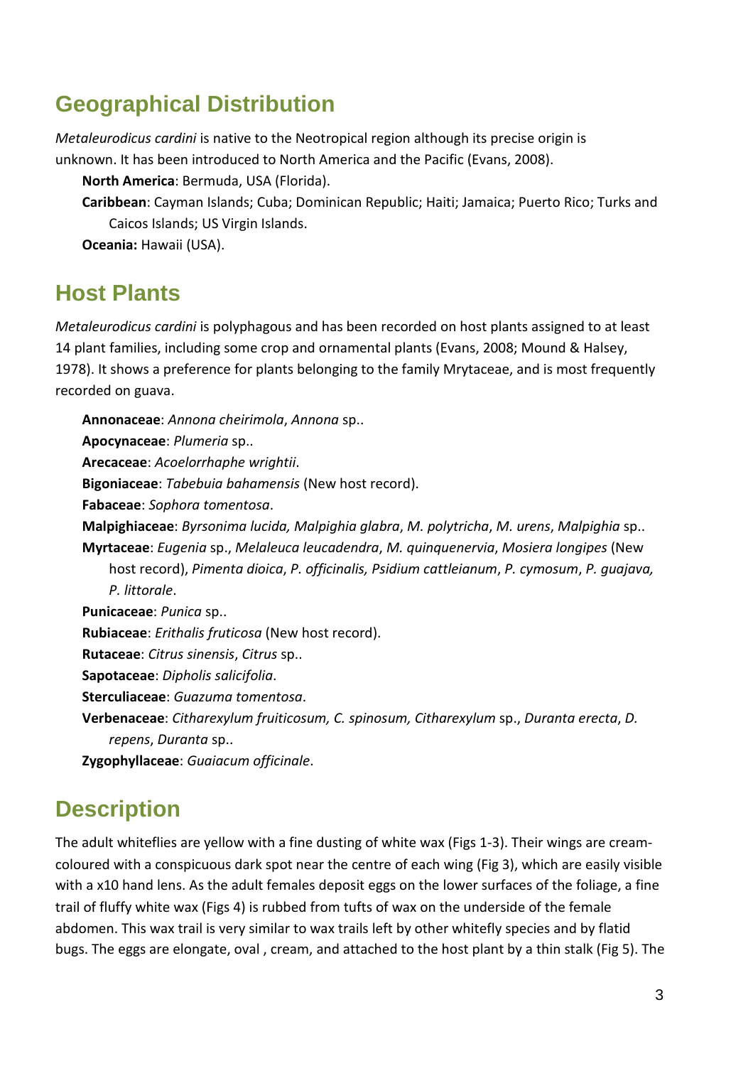## Geographical Distribution

*Metaleurodicus cardini* is native to the Neotropical region although its precise origin is unknown. It has been introduced to North America and the Pacific (Evans, 2008).

**North America**: Bermuda, USA (Florida).

**Caribbean**: Cayman Islands; Cuba; Dominican Republic; Haiti; Jamaica; Puerto Rico; Turks and Caicos Islands; US Virgin Islands.

**Oceania:** Hawaii (USA).

## Host Plants

*Metaleurodicus cardini* is polyphagous and has been recorded on host plants assigned to at least 14 plant families, including some crop and ornamental plants (Evans, 2008; Mound & Halsey, 1978). It shows a preference for plants belonging to the family Mrytaceae, and is most frequently recorded on guava.

**Annonaceae**: *Annona cheirimola*, *Annona* sp..

**Apocynaceae**: *Plumeria* sp..

**Arecaceae**: *Acoelorrhaphe wrightii*.

**Bigoniaceae**: *Tabebuia bahamensis* (New host record).

**Fabaceae**: *Sophora tomentosa*.

**Malpighiaceae**: *Byrsonima lucida, Malpighia glabra*, *M. polytricha*, *M. urens*, *Malpighia* sp..

**Myrtaceae**: *Eugenia* sp., *Melaleuca leucadendra*, *M. quinquenervia*, *Mosiera longipes* (New host record), *Pimenta dioica*, *P. officinalis, Psidium cattleianum*, *P. cymosum*, *P. guajava, P. littorale*.

**Punicaceae**: *Punica* sp..

**Rubiaceae**: *Erithalis fruticosa* (New host record).

**Rutaceae**: *Citrus sinensis*, *Citrus* sp..

**Sapotaceae**: *Dipholis salicifolia*.

**Sterculiaceae**: *Guazuma tomentosa*.

**Verbenaceae**: *Citharexylum fruiticosum, C. spinosum, Citharexylum* sp., *Duranta erecta*, *D. repens*, *Duranta* sp..

**Zygophyllaceae**: *Guaiacum officinale*.

## Description

The adult whiteflies are yellow with a fine dusting of white wax (Figs 1-3). Their wings are cream-coloured with a conspicuous dark spot near the centre of each wing (Fig 3), which are easily visible with a x10 hand lens. As the adult females deposit eggs on the lower surfaces of the foliage, a fine trail of fluffy white wax (Figs 4) is rubbed from tufts of wax on the underside of the female abdomen. This wax trail is very similar to wax trails left by other whitefly species and by flatid bugs. The eggs are elongate, oval , cream, and attached to the host plant by a thin stalk (Fig 5). The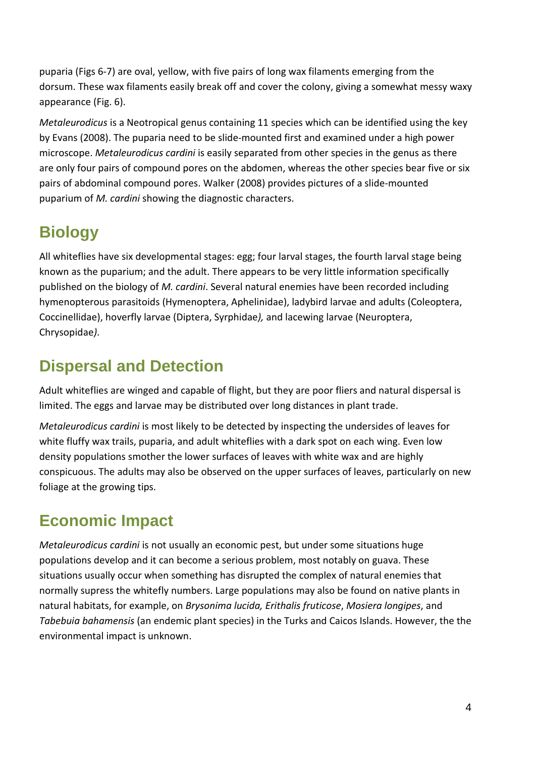puparia (Figs 6-7) are oval, yellow, with five pairs of long wax filaments emerging from the dorsum. These wax filaments easily break off and cover the colony, giving a somewhat messy waxy appearance (Fig. 6).

*Metaleurodicus* is a Neotropical genus containing 11 species which can be identified using the key by Evans (2008). The puparia need to be slide-mounted first and examined under a high power microscope. *Metaleurodicus cardini* is easily separated from other species in the genus as there are only four pairs of compound pores on the abdomen, whereas the other species bear five or six pairs of abdominal compound pores. Walker (2008) provides pictures of a slide-mounted puparium of *M. cardini* showing the diagnostic characters.

## Biology

All whiteflies have six developmental stages: egg; four larval stages, the fourth larval stage being known as the puparium; and the adult. There appears to be very little information specifically published on the biology of *M. cardini*. Several natural enemies have been recorded including hymenopterous parasitoids (Hymenoptera, Aphelinidae), ladybird larvae and adults (Coleoptera, Coccinellidae), hoverfly larvae (Diptera, Syrphidae*),* and lacewing larvae (Neuroptera, Chrysopidae*)*.

## Dispersal and Detection

Adult whiteflies are winged and capable of flight, but they are poor fliers and natural dispersal is limited. The eggs and larvae may be distributed over long distances in plant trade.

*Metaleurodicus cardini* is most likely to be detected by inspecting the undersides of leaves for white fluffy wax trails, puparia, and adult whiteflies with a dark spot on each wing. Even low density populations smother the lower surfaces of leaves with white wax and are highly conspicuous. The adults may also be observed on the upper surfaces of leaves, particularly on new foliage at the growing tips.

## Economic Impact

*Metaleurodicus cardini* is not usually an economic pest, but under some situations huge populations develop and it can become a serious problem, most notably on guava. These situations usually occur when something has disrupted the complex of natural enemies that normally supress the whitefly numbers. Large populations may also be found on native plants in natural habitats, for example, on *Brysonima lucida, Erithalis fruticose*, *Mosiera longipes*, and *Tabebuia bahamensis* (an endemic plant species) in the Turks and Caicos Islands. However, the the environmental impact is unknown.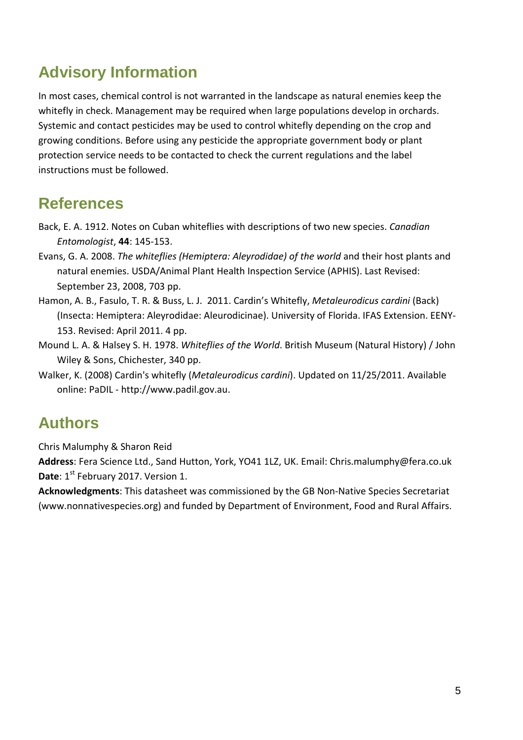## Advisory Information

In most cases, chemical control is not warranted in the landscape as natural enemies keep the whitefly in check. Management may be required when large populations develop in orchards. Systemic and contact pesticides may be used to control whitefly depending on the crop and growing conditions. Before using any pesticide the appropriate government body or plant protection service needs to be contacted to check the current regulations and the label instructions must be followed.

## References

Back, E. A. 1912. Notes on Cuban whiteflies with descriptions of two new species. *Canadian Entomologist*, **44**: 145-153.

Evans, G. A. 2008. *The whiteflies (Hemiptera: Aleyrodidae) of the world* and their host plants and natural enemies. USDA/Animal Plant Health Inspection Service (APHIS). Last Revised: September 23, 2008, 703 pp.

Hamon, A. B., Fasulo, T. R. & Buss, L. J. 2011. Cardin's Whitefly, *Metaleurodicus cardini* (Back) (Insecta: Hemiptera: Aleyrodidae: Aleurodicinae). University of Florida. IFAS Extension. EENY-153. Revised: April 2011. 4 pp.

Mound L. A. & Halsey S. H. 1978. *Whiteflies of the World*. British Museum (Natural History) / John Wiley & Sons, Chichester, 340 pp.

Walker, K. (2008) Cardin's whitefly (*Metaleurodicus cardini*). Updated on 11/25/2011. Available online: PaDIL - http://www.padil.gov.au.

## Authors

Chris Malumphy & Sharon Reid

**Address**: Fera Science Ltd., Sand Hutton, York, YO41 1LZ, UK. Email: Chris.malumphy@fera.co.uk

**Date**: 1st February 2017. Version 1.

**Acknowledgments**: This datasheet was commissioned by the GB Non-Native Species Secretariat (www.nonnativespecies.org) and funded by Department of Environment, Food and Rural Affairs.